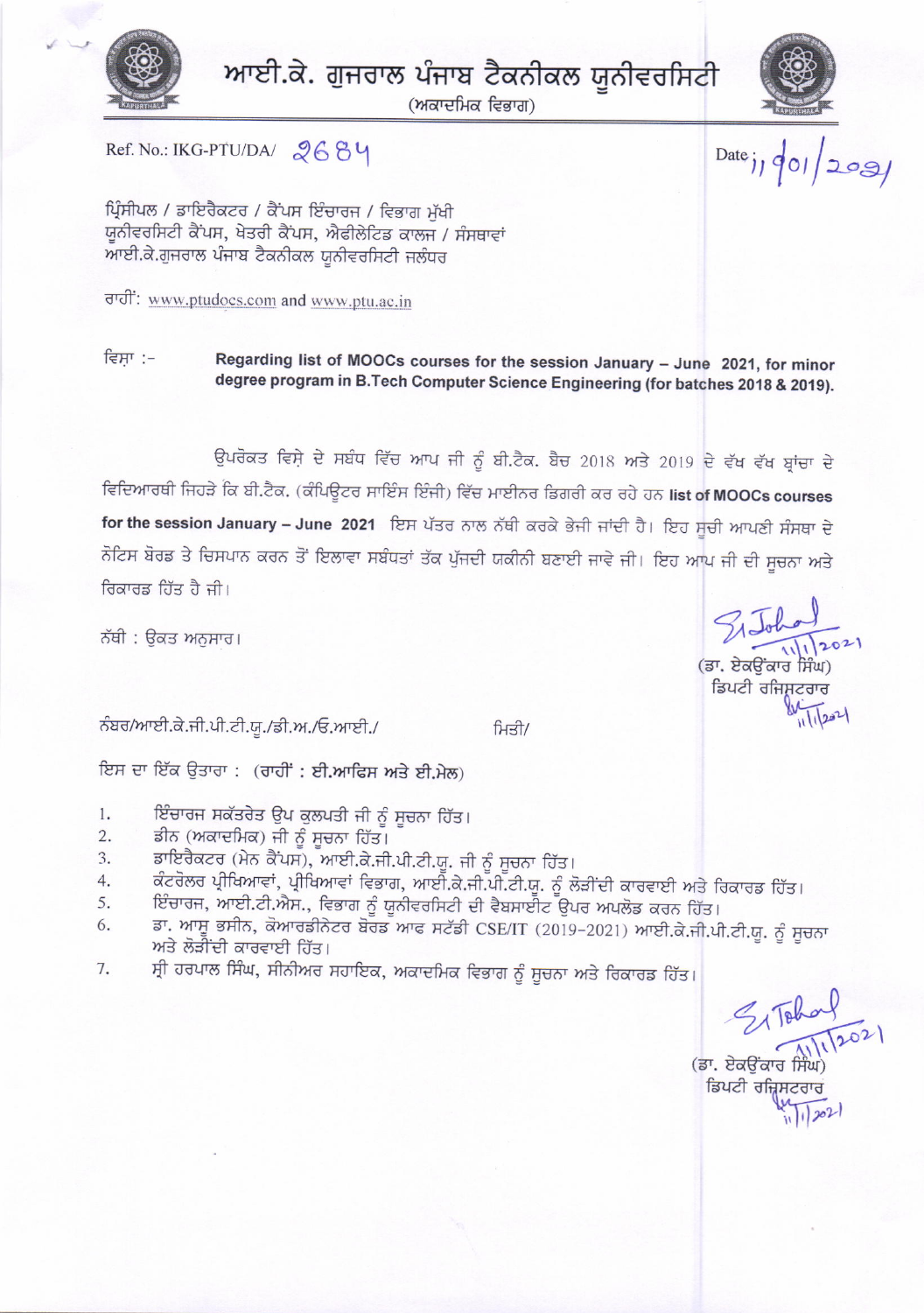# ਆਈ.ਕੇ. ਗੁਜਰਾਲ ਪੰਜਾਬ ਟੈਕਨੀਕਲ ਯੂਨੀਵਰਸਿਟੀ

(ਅਕਾਦਮਿਕ ਵਿਭਾਗ)

Ref. No.: IKG-PTU/DA/ 2684

Date: 11/01/2021

ਪ੍ਰਿੰਸੀਪਲ / ਡਾਇਰੈਕਟਰ / ਕੈਂਪਸ ਇੰਚਾਰਜ / ਵਿਭਾਗ ਮੁੱਖੀ
ਯੂਨੀਵਰਸਿਟੀ ਕੈਂਪਸ, ਖੇਤਰੀ ਕੈਂਪਸ, ਐਫੀਲੇਟਿਡ ਕਾਲਜ / ਸੰਸਥਾਵਾਂ
ਆਈ.ਕੇ.ਗੁਜਰਾਲ ਪੰਜਾਬ ਟੈਕਨੀਕਲ ਯੂਨੀਵਰਸਿਟੀ ਜਲੰਧਰ

ਰਾਹੀਂ: www.ptudocs.com and www.ptu.ac.in

ਵਿਸ਼ਾ :- **Regarding list of MOOCs courses for the session January – June 2021, for minor degree program in B.Tech Computer Science Engineering (for batches 2018 & 2019).**

ਉਪਰੋਕਤ ਵਿਸ਼ੇ ਦੇ ਸਬੰਧ ਵਿੱਚ ਆਪ ਜੀ ਨੂੰ ਬੀ.ਟੈਕ. ਬੈਚ 2018 ਅਤੇ 2019 ਦੇ ਵੱਖ ਵੱਖ ਬ੍ਰਾਂਚਾ ਦੇ ਵਿਦਿਆਰਥੀ ਜਿਹੜੇ ਕਿ ਬੀ.ਟੈਕ. (ਕੰਪਿਊਟਰ ਸਾਇੰਸ ਇੰਜੀ) ਵਿੱਚ ਮਾਈਨਰ ਡਿਗਰੀ ਕਰ ਰਹੇ ਹਨ **list of MOOCs courses for the session January – June 2021** ਇਸ ਪੱਤਰ ਨਾਲ ਨੱਥੀ ਕਰਕੇ ਭੇਜੀ ਜਾਂਦੀ ਹੈ। ਇਹ ਸੂਚੀ ਆਪਣੀ ਸੰਸਥਾ ਦੇ ਨੋਟਿਸ ਬੋਰਡ ਤੇ ਚਿਸਪਾਨ ਕਰਨ ਤੋਂ ਇਲਾਵਾ ਸਬੰਧਤਾਂ ਤੱਕ ਪੁੱਜਦੀ ਯਕੀਨੀ ਬਣਾਈ ਜਾਵੇ ਜੀ। ਇਹ ਆਪ ਜੀ ਦੀ ਸੂਚਨਾ ਅਤੇ ਰਿਕਾਰਡ ਹਿੱਤ ਹੈ ਜੀ।

ਨੱਥੀ : ਉਕਤ ਅਨੁਸਾਰ।

(ਡਾ. ਏਕਉਂਕਾਰ ਸਿੰਘ)
ਡਿਪਟੀ ਰਜਿਸਟਰਾਰ

ਨੰਬਰ/ਆਈ.ਕੇ.ਜੀ.ਪੀ.ਟੀ.ਯੂ./ਡੀ.ਅ./ਓ.ਆਈ./ ਮਿਤੀ/

ਇਸ ਦਾ ਇੱਕ ਉਤਾਰਾ : (ਰਾਹੀਂ : ਈ.ਆਫਿਸ ਅਤੇ ਈ.ਮੇਲ)

1. ਇੰਚਾਰਜ ਸਕੱਤਰੇਤ ਉਪ ਕੁਲਪਤੀ ਜੀ ਨੂੰ ਸੂਚਨਾ ਹਿੱਤ।
2. ਡੀਨ (ਅਕਾਦਮਿਕ) ਜੀ ਨੂੰ ਸੂਚਨਾ ਹਿੱਤ।
3. ਡਾਇਰੈਕਟਰ (ਮੇਨ ਕੈਂਪਸ), ਆਈ.ਕੇ.ਜੀ.ਪੀ.ਟੀ.ਯੂ. ਜੀ ਨੂੰ ਸੂਚਨਾ ਹਿੱਤ।
4. ਕੰਟਰੋਲਰ ਪ੍ਰੀਖਿਆਵਾਂ, ਪ੍ਰੀਖਿਆਵਾਂ ਵਿਭਾਗ, ਆਈ.ਕੇ.ਜੀ.ਪੀ.ਟੀ.ਯੂ. ਨੂੰ ਲੋੜੀਂਦੀ ਕਾਰਵਾਈ ਅਤੇ ਰਿਕਾਰਡ ਹਿੱਤ।
5. ਇੰਚਾਰਜ, ਆਈ.ਟੀ.ਐਸ., ਵਿਭਾਗ ਨੂੰ ਯੂਨੀਵਰਸਿਟੀ ਦੀ ਵੈਬਸਾਈਟ ਉਪਰ ਅਪਲੋਡ ਕਰਨ ਹਿੱਤ।
6. ਡਾ. ਆਸ਼ੂ ਭਸੀਨ, ਕੋਆਰਡੀਨੇਟਰ ਬੋਰਡ ਆਫ ਸਟੱਡੀ CSE/IT (2019-2021) ਆਈ.ਕੇ.ਜੀ.ਪੀ.ਟੀ.ਯੂ. ਨੂੰ ਸੂਚਨਾ ਅਤੇ ਲੋੜੀਂਦੀ ਕਾਰਵਾਈ ਹਿੱਤ।
7. ਸ੍ਰੀ ਹਰਪਾਲ ਸਿੰਘ, ਸੀਨੀਅਰ ਸਹਾਇਕ, ਅਕਾਦਮਿਕ ਵਿਭਾਗ ਨੂੰ ਸੂਚਨਾ ਅਤੇ ਰਿਕਾਰਡ ਹਿੱਤ।

(ਡਾ. ਏਕਉਂਕਾਰ ਸਿੰਘ)
ਡਿਪਟੀ ਰਜਿਸਟਰਾਰ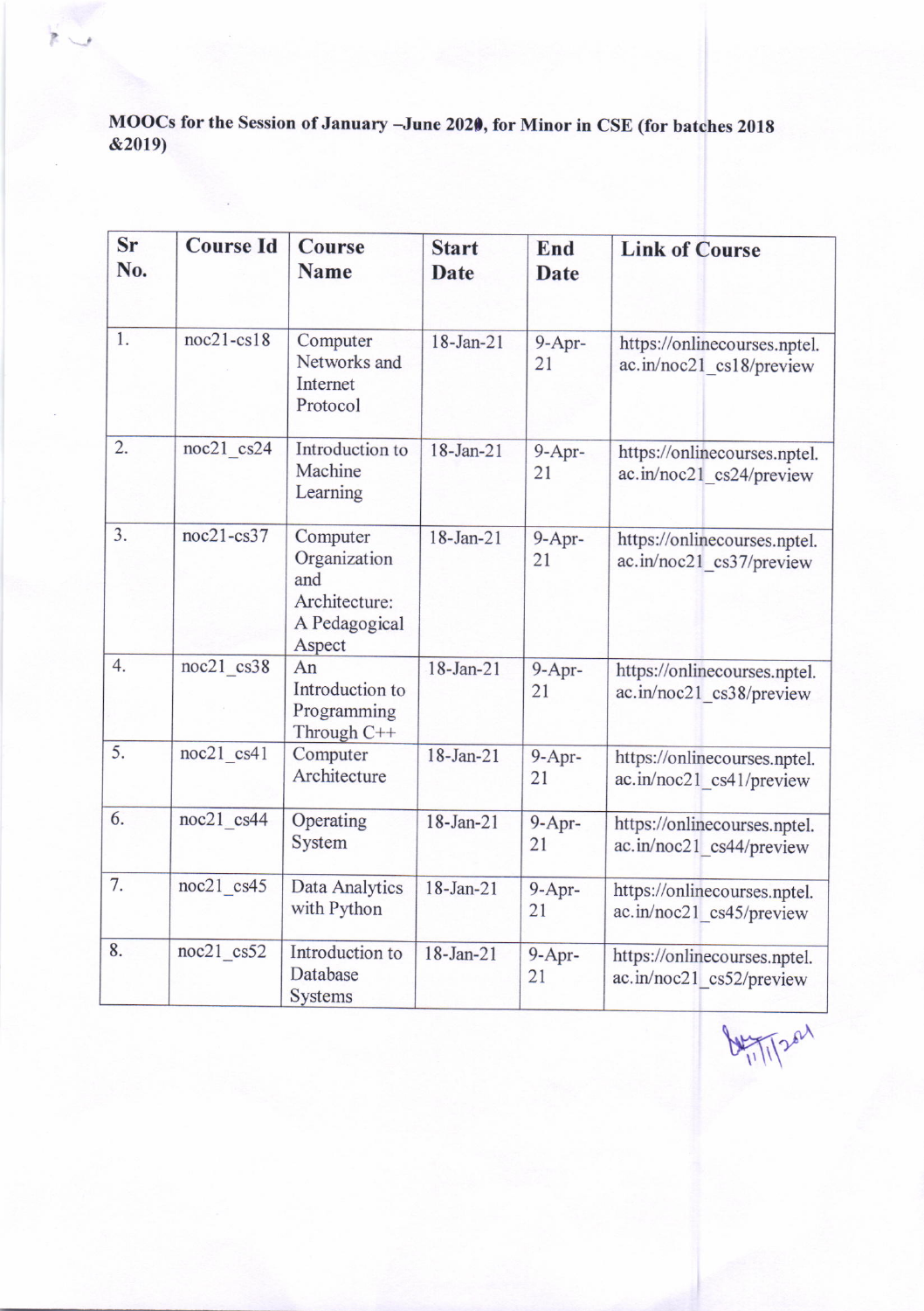**MOOCs for the Session of January –June 2020, for Minor in CSE (for batches 2018 &2019)**

| Sr No. | Course Id | Course Name | Start Date | End Date | Link of Course |
|---|---|---|---|---|---|
| 1. | noc21-cs18 | Computer Networks and Internet Protocol | 18-Jan-21 | 9-Apr-21 | https://onlinecourses.nptel.ac.in/noc21_cs18/preview |
| 2. | noc21_cs24 | Introduction to Machine Learning | 18-Jan-21 | 9-Apr-21 | https://onlinecourses.nptel.ac.in/noc21_cs24/preview |
| 3. | noc21-cs37 | Computer Organization and Architecture: A Pedagogical Aspect | 18-Jan-21 | 9-Apr-21 | https://onlinecourses.nptel.ac.in/noc21_cs37/preview |
| 4. | noc21_cs38 | An Introduction to Programming Through C++ | 18-Jan-21 | 9-Apr-21 | https://onlinecourses.nptel.ac.in/noc21_cs38/preview |
| 5. | noc21_cs41 | Computer Architecture | 18-Jan-21 | 9-Apr-21 | https://onlinecourses.nptel.ac.in/noc21_cs41/preview |
| 6. | noc21_cs44 | Operating System | 18-Jan-21 | 9-Apr-21 | https://onlinecourses.nptel.ac.in/noc21_cs44/preview |
| 7. | noc21_cs45 | Data Analytics with Python | 18-Jan-21 | 9-Apr-21 | https://onlinecourses.nptel.ac.in/noc21_cs45/preview |
| 8. | noc21_cs52 | Introduction to Database Systems | 18-Jan-21 | 9-Apr-21 | https://onlinecourses.nptel.ac.in/noc21_cs52/preview |

11/1/2021